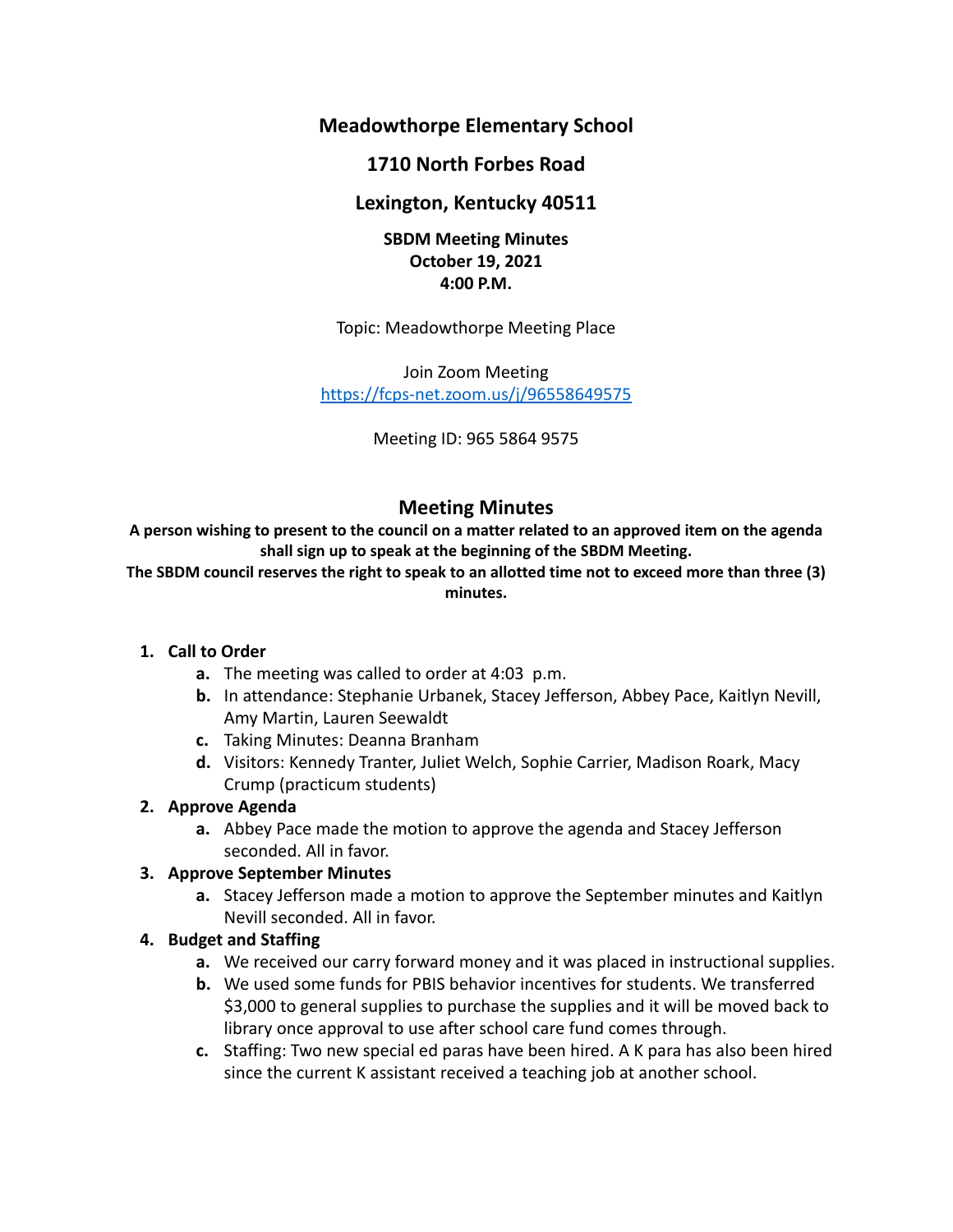# Meadowthorpe Elementary School

## 1710 North Forbes Road

## Lexington, Kentucky 40511

**SBDM Meeting Minutes**
**October 19, 2021**
**4:00 P.M.**

Topic: Meadowthorpe Meeting Place

Join Zoom Meeting
https://fcps-net.zoom.us/j/96558649575

Meeting ID: 965 5864 9575

## Meeting Minutes

**A person wishing to present to the council on a matter related to an approved item on the agenda shall sign up to speak at the beginning of the SBDM Meeting.**
**The SBDM council reserves the right to speak to an allotted time not to exceed more than three (3) minutes.**

1. **Call to Order**
   a. The meeting was called to order at 4:03 p.m.
   b. In attendance: Stephanie Urbanek, Stacey Jefferson, Abbey Pace, Kaitlyn Nevill, Amy Martin, Lauren Seewaldt
   c. Taking Minutes: Deanna Branham
   d. Visitors: Kennedy Tranter, Juliet Welch, Sophie Carrier, Madison Roark, Macy Crump (practicum students)
2. **Approve Agenda**
   a. Abbey Pace made the motion to approve the agenda and Stacey Jefferson seconded. All in favor.
3. **Approve September Minutes**
   a. Stacey Jefferson made a motion to approve the September minutes and Kaitlyn Nevill seconded. All in favor.
4. **Budget and Staffing**
   a. We received our carry forward money and it was placed in instructional supplies.
   b. We used some funds for PBIS behavior incentives for students. We transferred $3,000 to general supplies to purchase the supplies and it will be moved back to library once approval to use after school care fund comes through.
   c. Staffing: Two new special ed paras have been hired. A K para has also been hired since the current K assistant received a teaching job at another school.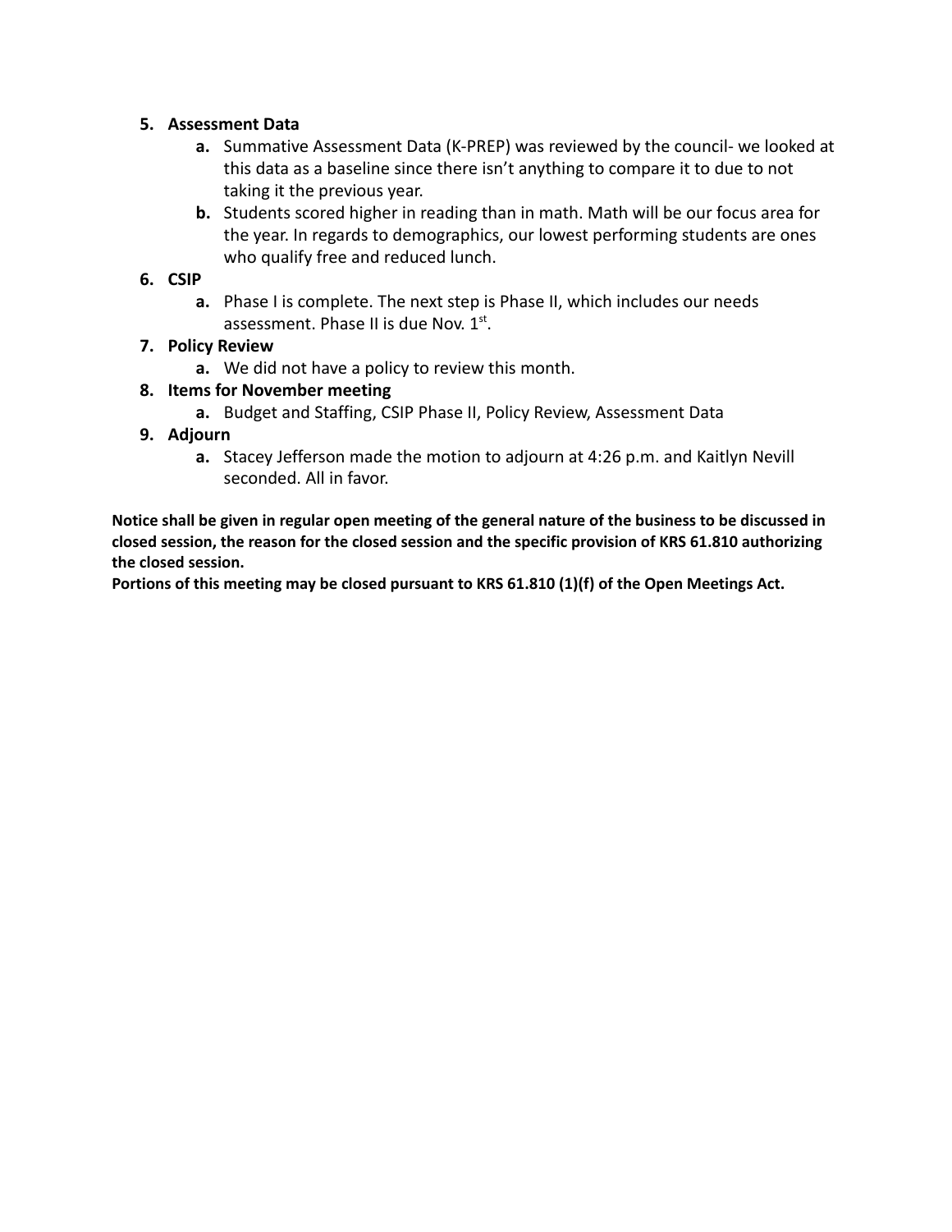5. **Assessment Data**
    a. Summative Assessment Data (K-PREP) was reviewed by the council- we looked at this data as a baseline since there isn't anything to compare it to due to not taking it the previous year.
    b. Students scored higher in reading than in math. Math will be our focus area for the year. In regards to demographics, our lowest performing students are ones who qualify free and reduced lunch.
6. **CSIP**
    a. Phase I is complete. The next step is Phase II, which includes our needs assessment. Phase II is due Nov. 1st.
7. **Policy Review**
    a. We did not have a policy to review this month.
8. **Items for November meeting**
    a. Budget and Staffing, CSIP Phase II, Policy Review, Assessment Data
9. **Adjourn**
    a. Stacey Jefferson made the motion to adjourn at 4:26 p.m. and Kaitlyn Nevill seconded. All in favor.

**Notice shall be given in regular open meeting of the general nature of the business to be discussed in closed session, the reason for the closed session and the specific provision of KRS 61.810 authorizing the closed session.**
**Portions of this meeting may be closed pursuant to KRS 61.810 (1)(f) of the Open Meetings Act.**